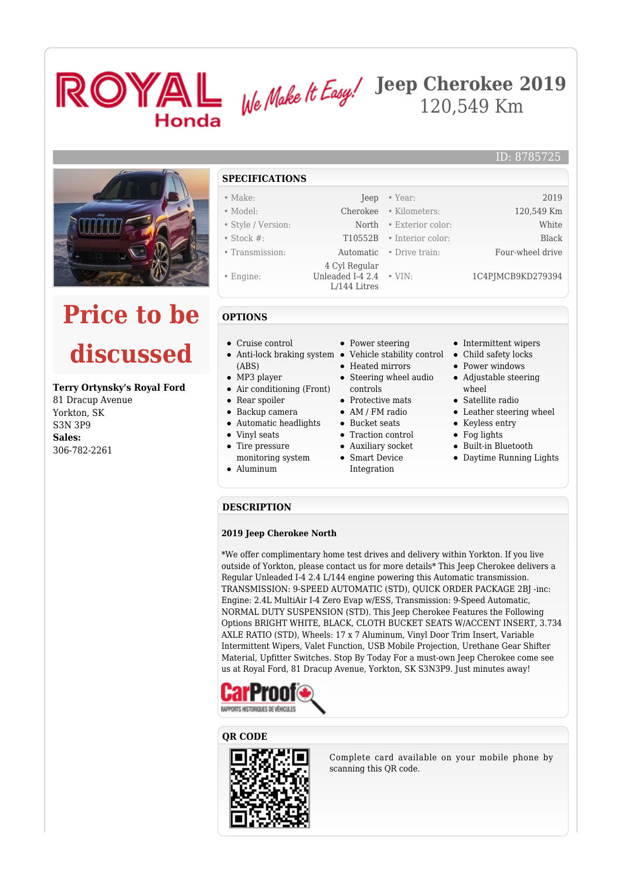# Jeep Cherokee 2019

120,549 Km

ID: 8785725

## Price to be discussed

**Terry Ortynsky's Royal Ford**
81 Dracup Avenue
Yorkton, SK
S3N 3P9
**Sales:**
306-782-2261

## SPECIFICATIONS

| | | | |
|---|---|---|---|
| • Make: | Jeep | • Year: | 2019 |
| • Model: | Cherokee | • Kilometers: | 120,549 Km |
| • Style / Version: | North | • Exterior color: | White |
| • Stock #: | T10552B | • Interior color: | Black |
| • Transmission: | Automatic | • Drive train: | Four-wheel drive |
| • Engine: | 4 Cyl Regular Unleaded I-4 2.4 L/144 Litres | • VIN: | 1C4PJMCB9KD279394 |

## OPTIONS

- Cruise control
- Anti-lock braking system (ABS)
- MP3 player
- Air conditioning (Front)
- Rear spoiler
- Backup camera
- Automatic headlights
- Vinyl seats
- Tire pressure monitoring system
- Aluminum
- Power steering
- Vehicle stability control
- Heated mirrors
- Steering wheel audio controls
- Protective mats
- AM / FM radio
- Bucket seats
- Traction control
- Auxiliary socket
- Smart Device Integration
- Intermittent wipers
- Child safety locks
- Power windows
- Adjustable steering wheel
- Satellite radio
- Leather steering wheel
- Keyless entry
- Fog lights
- Built-in Bluetooth
- Daytime Running Lights

## DESCRIPTION

**2019 Jeep Cherokee North**

*We offer complimentary home test drives and delivery within Yorkton. If you live outside of Yorkton, please contact us for more details* This Jeep Cherokee delivers a Regular Unleaded I-4 2.4 L/144 engine powering this Automatic transmission. TRANSMISSION: 9-SPEED AUTOMATIC (STD), QUICK ORDER PACKAGE 2BJ -inc: Engine: 2.4L MultiAir I-4 Zero Evap w/ESS, Transmission: 9-Speed Automatic, NORMAL DUTY SUSPENSION (STD). This Jeep Cherokee Features the Following Options BRIGHT WHITE, BLACK, CLOTH BUCKET SEATS W/ACCENT INSERT, 3.734 AXLE RATIO (STD), Wheels: 17 x 7 Aluminum, Vinyl Door Trim Insert, Variable Intermittent Wipers, Valet Function, USB Mobile Projection, Urethane Gear Shifter Material, Upfitter Switches. Stop By Today For a must-own Jeep Cherokee come see us at Royal Ford, 81 Dracup Avenue, Yorkton, SK S3N3P9. Just minutes away!

## QR CODE

Complete card available on your mobile phone by scanning this QR code.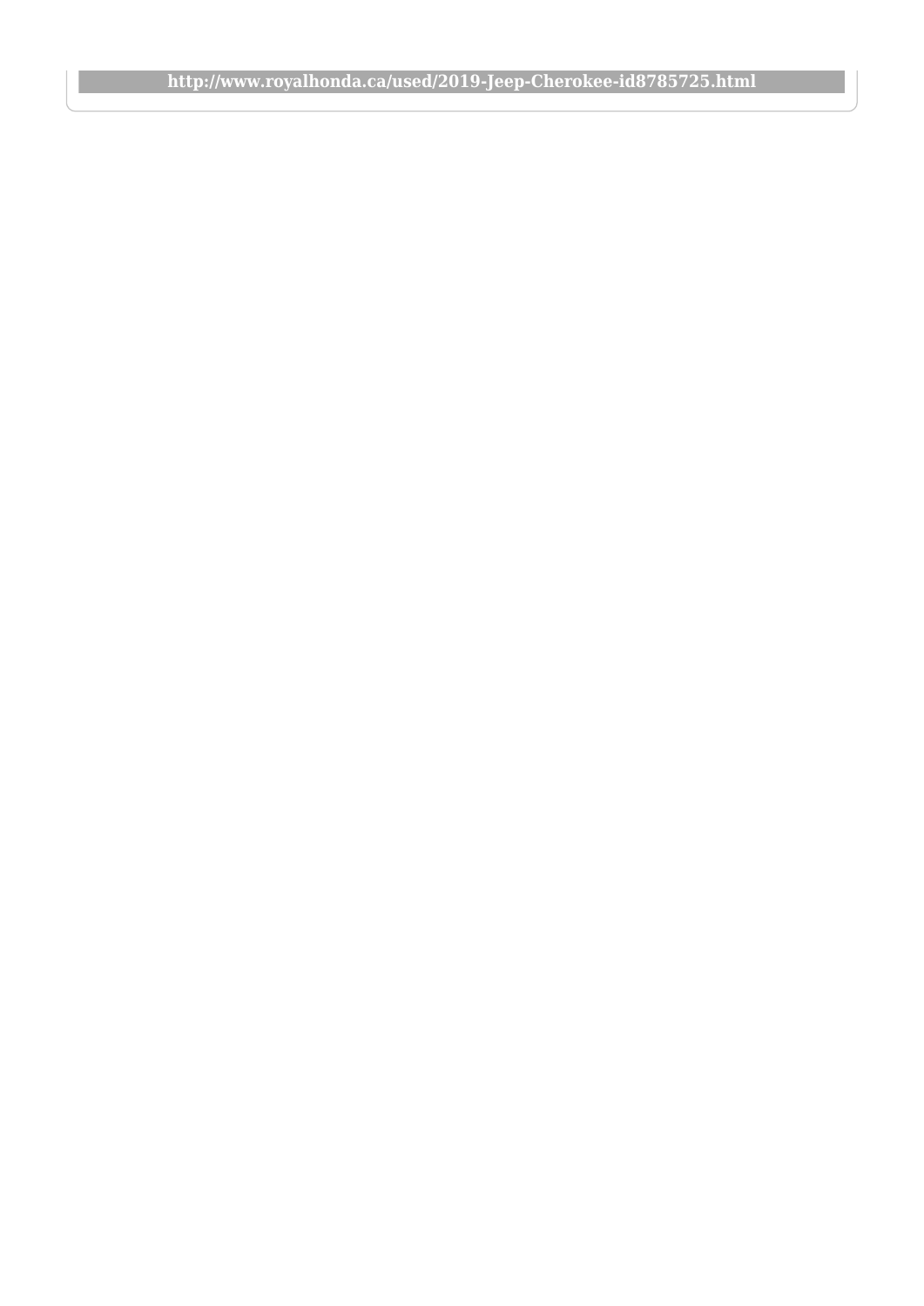http://www.royalhonda.ca/used/2019-Jeep-Cherokee-id8785725.html